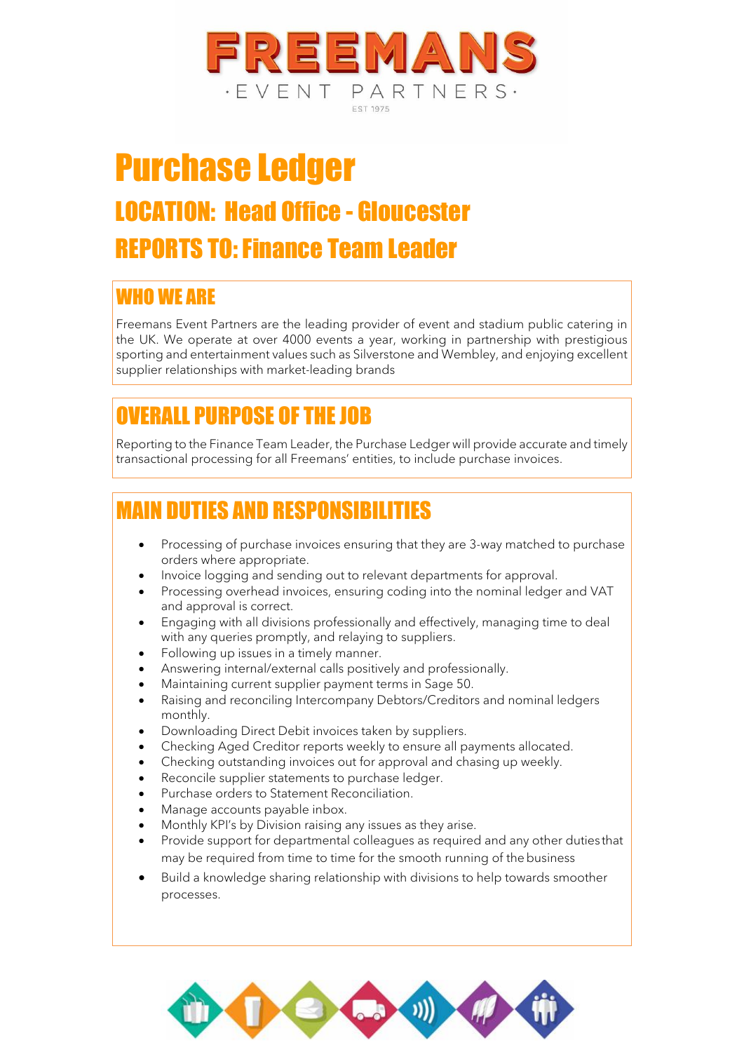# FREEMANS

·EVENT PARTNERS·

EST 1975

# Purchase Ledger

## LOCATION: Head Office - Gloucester

## REPORTS TO: Finance Team Leader

## WHO WE ARE

Freemans Event Partners are the leading provider of event and stadium public catering in the UK. We operate at over 4000 events a year, working in partnership with prestigious sporting and entertainment values such as Silverstone and Wembley, and enjoying excellent supplier relationships with market-leading brands

## OVERALL PURPOSE OF THE JOB

Reporting to the Finance Team Leader, the Purchase Ledger will provide accurate and timely transactional processing for all Freemans' entities, to include purchase invoices.

## MAIN DUTIES AND RESPONSIBILITIES

- Processing of purchase invoices ensuring that they are 3-way matched to purchase orders where appropriate.
- Invoice logging and sending out to relevant departments for approval.
- Processing overhead invoices, ensuring coding into the nominal ledger and VAT and approval is correct.
- Engaging with all divisions professionally and effectively, managing time to deal with any queries promptly, and relaying to suppliers.
- Following up issues in a timely manner.
- Answering internal/external calls positively and professionally.
- Maintaining current supplier payment terms in Sage 50.
- Raising and reconciling Intercompany Debtors/Creditors and nominal ledgers monthly.
- Downloading Direct Debit invoices taken by suppliers.
- Checking Aged Creditor reports weekly to ensure all payments allocated.
- Checking outstanding invoices out for approval and chasing up weekly.
- Reconcile supplier statements to purchase ledger.
- Purchase orders to Statement Reconciliation.
- Manage accounts payable inbox.
- Monthly KPI's by Division raising any issues as they arise.
- Provide support for departmental colleagues as required and any other duties that may be required from time to time for the smooth running of the business
- Build a knowledge sharing relationship with divisions to help towards smoother processes.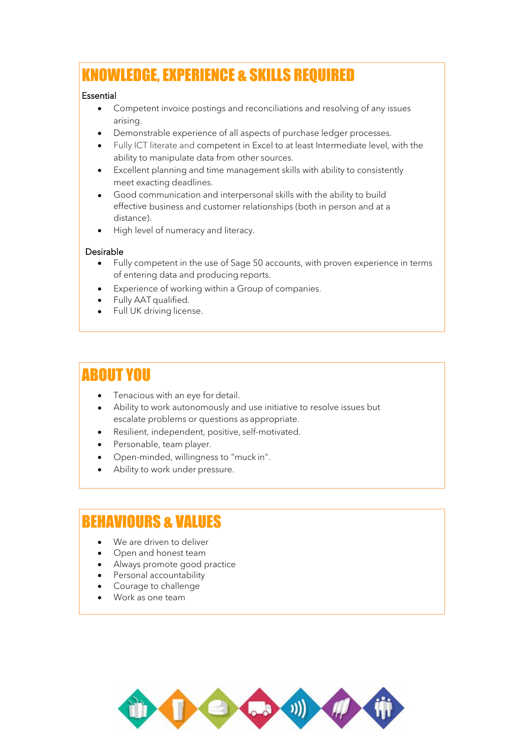# KNOWLEDGE, EXPERIENCE & SKILLS REQUIRED

Essential

- Competent invoice postings and reconciliations and resolving of any issues arising.
- Demonstrable experience of all aspects of purchase ledger processes.
- Fully ICT literate and competent in Excel to at least Intermediate level, with the ability to manipulate data from other sources.
- Excellent planning and time management skills with ability to consistently meet exacting deadlines.
- Good communication and interpersonal skills with the ability to build effective business and customer relationships (both in person and at a distance).
- High level of numeracy and literacy.

Desirable

- Fully competent in the use of Sage 50 accounts, with proven experience in terms of entering data and producing reports.
- Experience of working within a Group of companies.
- Fully AAT qualified.
- Full UK driving license.

# ABOUT YOU

- Tenacious with an eye for detail.
- Ability to work autonomously and use initiative to resolve issues but escalate problems or questions as appropriate.
- Resilient, independent, positive, self-motivated.
- Personable, team player.
- Open-minded, willingness to "muck in".
- Ability to work under pressure.

# BEHAVIOURS & VALUES

- We are driven to deliver
- Open and honest team
- Always promote good practice
- Personal accountability
- Courage to challenge
- Work as one team